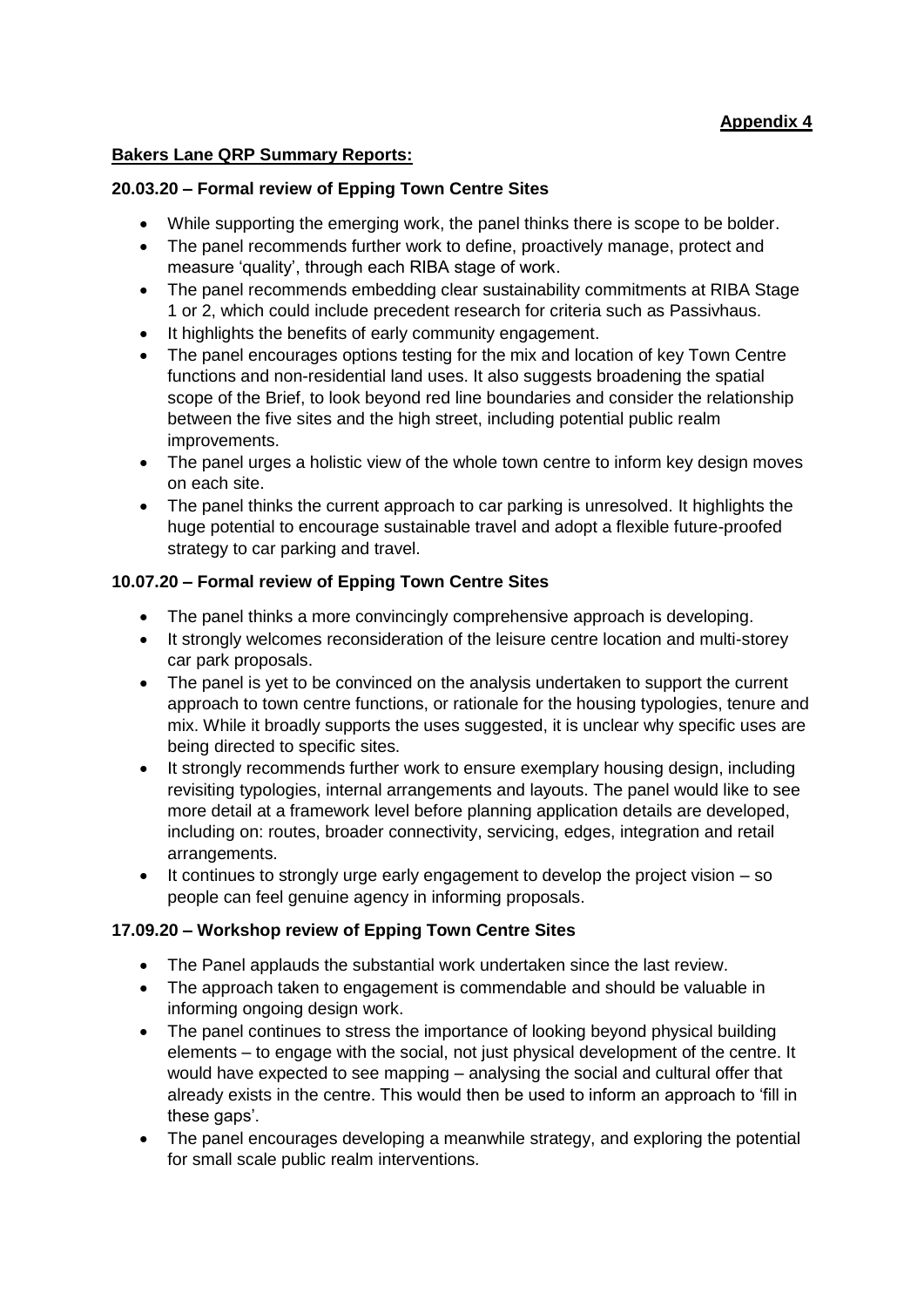**Appendix 4**

**Bakers Lane QRP Summary Reports:**

**20.03.20 – Formal review of Epping Town Centre Sites**

- While supporting the emerging work, the panel thinks there is scope to be bolder.
- The panel recommends further work to define, proactively manage, protect and measure 'quality', through each RIBA stage of work.
- The panel recommends embedding clear sustainability commitments at RIBA Stage 1 or 2, which could include precedent research for criteria such as Passivhaus.
- It highlights the benefits of early community engagement.
- The panel encourages options testing for the mix and location of key Town Centre functions and non-residential land uses. It also suggests broadening the spatial scope of the Brief, to look beyond red line boundaries and consider the relationship between the five sites and the high street, including potential public realm improvements.
- The panel urges a holistic view of the whole town centre to inform key design moves on each site.
- The panel thinks the current approach to car parking is unresolved. It highlights the huge potential to encourage sustainable travel and adopt a flexible future-proofed strategy to car parking and travel.

**10.07.20 – Formal review of Epping Town Centre Sites**

- The panel thinks a more convincingly comprehensive approach is developing.
- It strongly welcomes reconsideration of the leisure centre location and multi-storey car park proposals.
- The panel is yet to be convinced on the analysis undertaken to support the current approach to town centre functions, or rationale for the housing typologies, tenure and mix. While it broadly supports the uses suggested, it is unclear why specific uses are being directed to specific sites.
- It strongly recommends further work to ensure exemplary housing design, including revisiting typologies, internal arrangements and layouts. The panel would like to see more detail at a framework level before planning application details are developed, including on: routes, broader connectivity, servicing, edges, integration and retail arrangements.
- It continues to strongly urge early engagement to develop the project vision – so people can feel genuine agency in informing proposals.

**17.09.20 – Workshop review of Epping Town Centre Sites**

- The Panel applauds the substantial work undertaken since the last review.
- The approach taken to engagement is commendable and should be valuable in informing ongoing design work.
- The panel continues to stress the importance of looking beyond physical building elements – to engage with the social, not just physical development of the centre. It would have expected to see mapping – analysing the social and cultural offer that already exists in the centre. This would then be used to inform an approach to 'fill in these gaps'.
- The panel encourages developing a meanwhile strategy, and exploring the potential for small scale public realm interventions.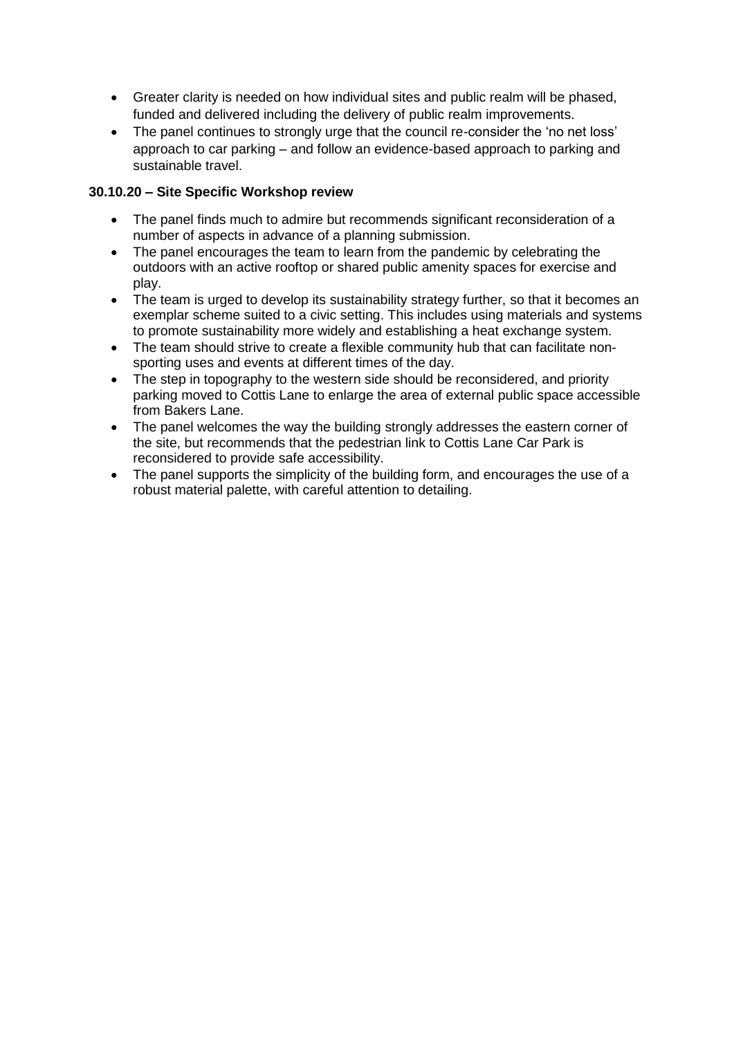- Greater clarity is needed on how individual sites and public realm will be phased, funded and delivered including the delivery of public realm improvements.
- The panel continues to strongly urge that the council re-consider the 'no net loss' approach to car parking – and follow an evidence-based approach to parking and sustainable travel.

**30.10.20 – Site Specific Workshop review**

- The panel finds much to admire but recommends significant reconsideration of a number of aspects in advance of a planning submission.
- The panel encourages the team to learn from the pandemic by celebrating the outdoors with an active rooftop or shared public amenity spaces for exercise and play.
- The team is urged to develop its sustainability strategy further, so that it becomes an exemplar scheme suited to a civic setting. This includes using materials and systems to promote sustainability more widely and establishing a heat exchange system.
- The team should strive to create a flexible community hub that can facilitate non-sporting uses and events at different times of the day.
- The step in topography to the western side should be reconsidered, and priority parking moved to Cottis Lane to enlarge the area of external public space accessible from Bakers Lane.
- The panel welcomes the way the building strongly addresses the eastern corner of the site, but recommends that the pedestrian link to Cottis Lane Car Park is reconsidered to provide safe accessibility.
- The panel supports the simplicity of the building form, and encourages the use of a robust material palette, with careful attention to detailing.